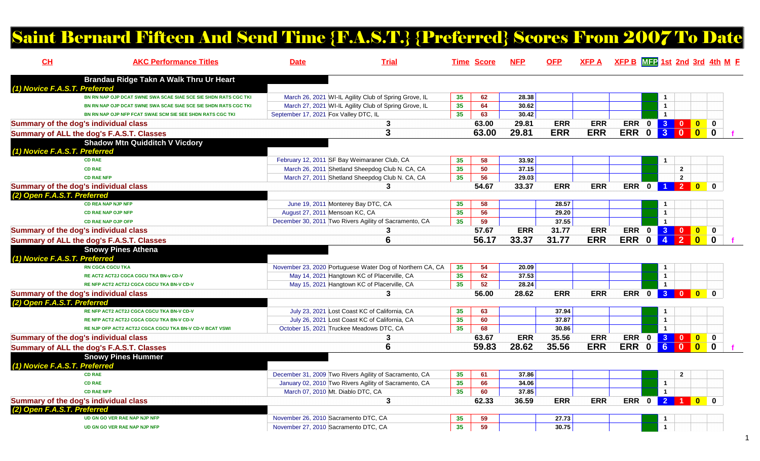# Saint Bernard Fifteen And Send Time {F.A.S.T.} {Preferred} Scores From 2007 To Date

| CH | AKC Performance Titles | Date | Trial | Time | Score | NFP | OFP | XFP A | XFP B | MFP | 1st | 2nd | 3rd | 4th | M | F |
|---|---|---|---|---|---|---|---|---|---|---|---|---|---|---|---|---|
| | **Brandau Ridge Takn A Walk Thru Ur Heart** | | | | | | | | | | | | | | | |
| *(1) Novice F.A.S.T. Preferred* | | | | | | | | | | | | | | | | |
| | BN RN NAP OJP DCAT SWNE SWA SCAE SIAE SCE SIE SHDN RATS CGC TKI | March 26, 2021 | WI-IL Agility Club of Spring Grove, IL | 35 | 62 | 28.38 | | | | | 1 | | | | | |
| | BN RN NAP OJP DCAT SWNE SWA SCAE SIAE SCE SIE SHDN RATS CGC TKI | March 27, 2021 | WI-IL Agility Club of Spring Grove, IL | 35 | 64 | 30.62 | | | | | 1 | | | | | |
| | BN RN NAP OJP NFP FCAT SWAE SCM SIE SEE SHDN RATS CGC TKI | September 17, 2021 | Fox Valley DTC, IL | 35 | 63 | 30.42 | | | | | 1 | | | | | |
| **Summary of the dog's individual class** | | | | 3 | 63.00 | 29.81 | ERR | ERR | ERR | 0 | 3 | 0 | 0 | 0 | | |
| **Summary of ALL the dog's F.A.S.T. Classes** | | | | 3 | 63.00 | 29.81 | ERR | ERR | ERR | 0 | 3 | 0 | 0 | 0 | | f |
| | **Shadow Mtn Quidditch V Vicdory** | | | | | | | | | | | | | | | |
| *(1) Novice F.A.S.T. Preferred* | | | | | | | | | | | | | | | | |
| | CD RAE | February 12, 2011 | SF Bay Weimaraner Club, CA | 35 | 58 | 33.92 | | | | | 1 | | | | | |
| | CD RAE | March 26, 2011 | Shetland Sheepdog Club N. CA, CA | 35 | 50 | 37.15 | | | | | | 2 | | | | |
| | CD RAE NFP | March 27, 2011 | Shetland Sheepdog Club N. CA, CA | 35 | 56 | 29.03 | | | | | | 2 | | | | |
| **Summary of the dog's individual class** | | | | 3 | 54.67 | 33.37 | ERR | ERR | ERR | 0 | 1 | 2 | 0 | 0 | | |
| *(2) Open F.A.S.T. Preferred* | | | | | | | | | | | | | | | | |
| | CD REA NAP NJP NFP | June 19, 2011 | Monterey Bay DTC, CA | 35 | 58 | | 28.57 | | | | 1 | | | | | |
| | CD RAE NAP OJP NFP | August 27, 2011 | Mensoan KC, CA | 35 | 56 | | 29.20 | | | | 1 | | | | | |
| | CD RAE NAP OJP OFP | December 30, 2011 | Two Rivers Agility of Sacramento, CA | 35 | 59 | | 37.55 | | | | 1 | | | | | |
| **Summary of the dog's individual class** | | | | 3 | 57.67 | ERR | 31.77 | ERR | ERR | 0 | 3 | 0 | 0 | 0 | | |
| **Summary of ALL the dog's F.A.S.T. Classes** | | | | 6 | 56.17 | 33.37 | 31.77 | ERR | ERR | 0 | 4 | 2 | 0 | 0 | | f |
| | **Snowy Pines Athena** | | | | | | | | | | | | | | | |
| *(1) Novice F.A.S.T. Preferred* | | | | | | | | | | | | | | | | |
| | RN CGCA CGCU TKA | November 23, 2020 | Portuguese Water Dog of Northern CA, CA | 35 | 54 | 20.09 | | | | | 1 | | | | | |
| | RE ACT2 ACT2J CGCA CGCU TKA BN-v CD-V | May 14, 2021 | Hangtown KC of Placerville, CA | 35 | 62 | 37.53 | | | | | 1 | | | | | |
| | RE NFP ACT2 ACT2J CGCA CGCU TKA BN-v CD-V | May 15, 2021 | Hangtown KC of Placerville, CA | 35 | 52 | 28.24 | | | | | 1 | | | | | |
| **Summary of the dog's individual class** | | | | 3 | 56.00 | 28.62 | ERR | ERR | ERR | 0 | 3 | 0 | 0 | 0 | | |
| *(2) Open F.A.S.T. Preferred* | | | | | | | | | | | | | | | | |
| | RE NFP ACT2 ACT2J CGCA CGCU TKA BN-v CD-V | July 23, 2021 | Lost Coast KC of California, CA | 35 | 63 | | 37.94 | | | | 1 | | | | | |
| | RE NFP ACT2 ACT2J CGCA CGCU TKA BN-v CD-V | July 26, 2021 | Lost Coast KC of California, CA | 35 | 60 | | 37.87 | | | | 1 | | | | | |
| | RE NJP OFP ACT2 ACT2J CGCA CGCU TKA BN-v CD-V BCAT VSWI | October 15, 2021 | Truckee Meadows DTC, CA | 35 | 68 | | 30.86 | | | | 1 | | | | | |
| **Summary of the dog's individual class** | | | | 3 | 63.67 | ERR | 35.56 | ERR | ERR | 0 | 3 | 0 | 0 | 0 | | |
| **Summary of ALL the dog's F.A.S.T. Classes** | | | | 6 | 59.83 | 28.62 | 35.56 | ERR | ERR | 0 | 6 | 0 | 0 | 0 | | f |
| | **Snowy Pines Hummer** | | | | | | | | | | | | | | | |
| *(1) Novice F.A.S.T. Preferred* | | | | | | | | | | | | | | | | |
| | CD RAE | December 31, 2009 | Two Rivers Agility of Sacramento, CA | 35 | 61 | 37.86 | | | | | | 2 | | | | |
| | CD RAE | January 02, 2010 | Two Rivers Agility of Sacramento, CA | 35 | 66 | 34.06 | | | | | 1 | | | | | |
| | CD RAE NFP | March 07, 2010 | Mt. Diablo DTC, CA | 35 | 60 | 37.85 | | | | | 1 | | | | | |
| **Summary of the dog's individual class** | | | | 3 | 62.33 | 36.59 | ERR | ERR | ERR | 0 | 2 | 1 | 0 | 0 | | |
| *(2) Open F.A.S.T. Preferred* | | | | | | | | | | | | | | | | |
| | UD GN GO VER RAE NAP NJP NFP | November 26, 2010 | Sacramento DTC, CA | 35 | 59 | | 27.73 | | | | 1 | | | | | |
| | UD GN GO VER RAE NAP NJP NFP | November 27, 2010 | Sacramento DTC, CA | 35 | 59 | | 30.75 | | | | 1 | | | | | |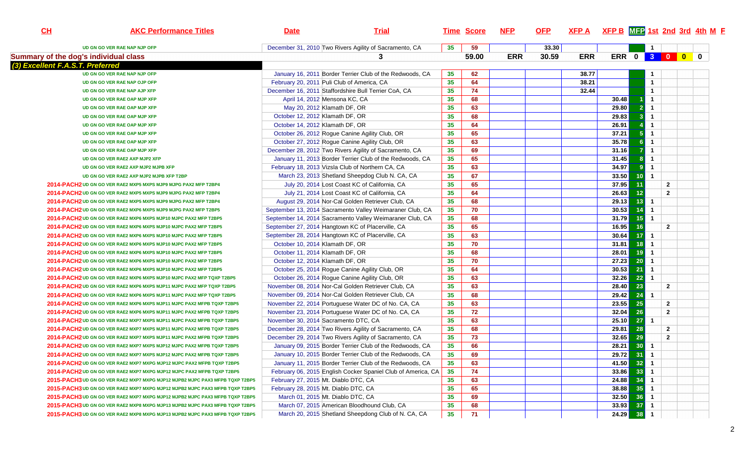| CH | AKC Performance Titles | Date | Trial | Time | Score | NFP | OFP | XFP A | XFP B | MFP | 1st | 2nd | 3rd | 4th | M | F |
|---|---|---|---|---|---|---|---|---|---|---|---|---|---|---|---|---|
| | UD GN GO VER RAE NAP NJP OFP | December 31, 2010 | Two Rivers Agility of Sacramento, CA | 35 | 59 | | 33.30 | | | | 1 | | | | | |
| **Summary of the dog's individual class** | | | 3 | | 59.00 | ERR | 30.59 | ERR | ERR | 0 | 3 | 0 | 0 | 0 | | |
| ***(3) Excellent F.A.S.T. Preferred*** | | | | | | | | | | | | | | | | |
| | UD GN GO VER RAE NAP NJP OFP | January 16, 2011 | Border Terrier Club of the Redwoods, CA | 35 | 62 | | | 38.77 | | | 1 | | | | | |
| | UD GN GO VER RAE NAP OJP OFP | February 20, 2011 | Puli Club of America, CA | 35 | 64 | | | 38.21 | | | 1 | | | | | |
| | UD GN GO VER RAE NAP AJP XFP | December 16, 2011 | Staffordshire Bull Terrier CoA, CA | 35 | 74 | | | 32.44 | | | 1 | | | | | |
| | UD GN GO VER RAE OAP MJP XFP | April 14, 2012 | Mensona KC, CA | 35 | 68 | | | | 30.48 | 1 | 1 | | | | | |
| | UD GN GO VER RAE OAP MJP XFP | May 20, 2012 | Klamath DF, OR | 35 | 63 | | | | 29.80 | 2 | 1 | | | | | |
| | UD GN GO VER RAE OAP MJP XFP | October 12, 2012 | Klamath DF, OR | 35 | 68 | | | | 29.83 | 3 | 1 | | | | | |
| | UD GN GO VER RAE OAP MJP XFP | October 14, 2012 | Klamath DF, OR | 35 | 64 | | | | 26.91 | 4 | 1 | | | | | |
| | UD GN GO VER RAE OAP MJP XFP | October 26, 2012 | Rogue Canine Agility Club, OR | 35 | 65 | | | | 37.21 | 5 | 1 | | | | | |
| | UD GN GO VER RAE OAP MJP XFP | October 27, 2012 | Rogue Canine Agility Club, OR | 35 | 63 | | | | 35.78 | 6 | 1 | | | | | |
| | UD GN GO VER RAE OAP MJP XFP | December 28, 2012 | Two Rivers Agility of Sacramento, CA | 35 | 69 | | | | 31.16 | 7 | 1 | | | | | |
| | UD GN GO VER RAE2 AXP MJP2 XFP | January 11, 2013 | Border Terrier Club of the Redwoods, CA | 35 | 65 | | | | 31.45 | 8 | 1 | | | | | |
| | UD GN GO VER RAE2 AXP MJP2 MJPB XFP | February 18, 2013 | Vizsla Club of Northern CA, CA | 35 | 63 | | | | 34.97 | 9 | 1 | | | | | |
| | UD GN GO VER RAE2 AXP MJP2 MJPB XFP T2BP | March 23, 2013 | Shetland Sheepdog Club N. CA, CA | 35 | 67 | | | | 33.50 | 10 | 1 | | | | | |
| 2014-PACH2 | UD GN GO VER RAE2 MXP5 MXPS MJP9 MJPG PAX2 MFP T2BP4 | July 20, 2014 | Lost Coast KC of California, CA | 35 | 65 | | | | 37.95 | 11 | | 2 | | | | |
| 2014-PACH2 | UD GN GO VER RAE2 MXP5 MXPS MJP9 MJPG PAX2 MFP T2BP4 | July 21, 2014 | Lost Coast KC of California, CA | 35 | 64 | | | | 26.63 | 12 | | 2 | | | | |
| 2014-PACH2 | UD GN GO VER RAE2 MXP5 MXPS MJP9 MJPG PAX2 MFP T2BP4 | August 29, 2014 | Nor-Cal Golden Retriever Club, CA | 35 | 68 | | | | 29.13 | 13 | 1 | | | | | |
| 2014-PACH2 | UD GN GO VER RAE2 MXP6 MXPS MJP9 MJPG PAX2 MFP T2BP5 | September 13, 2014 | Sacramento Valley Weimaraner Club, CA | 35 | 70 | | | | 30.53 | 14 | 1 | | | | | |
| 2014-PACH2 | UD GN GO VER RAE2 MXP6 MXPS MJP10 MJPC PAX2 MFP T2BP5 | September 14, 2014 | Sacramento Valley Weimaraner Club, CA | 35 | 68 | | | | 31.79 | 15 | 1 | | | | | |
| 2014-PACH2 | UD GN GO VER RAE2 MXP6 MXPS MJP10 MJPC PAX2 MFP T2BP5 | September 27, 2014 | Hangtown KC of Placerville, CA | 35 | 65 | | | | 16.95 | 16 | | 2 | | | | |
| 2014-PACH2 | UD GN GO VER RAE2 MXP6 MXPS MJP10 MJPC PAX2 MFP T2BP5 | September 28, 2014 | Hangtown KC of Placerville, CA | 35 | 63 | | | | 30.64 | 17 | 1 | | | | | |
| 2014-PACH2 | UD GN GO VER RAE2 MXP6 MXPS MJP10 MJPC PAX2 MFP T2BP5 | October 10, 2014 | Klamath DF, OR | 35 | 70 | | | | 31.81 | 18 | 1 | | | | | |
| 2014-PACH2 | UD GN GO VER RAE2 MXP6 MXPS MJP10 MJPC PAX2 MFP T2BP5 | October 11, 2014 | Klamath DF, OR | 35 | 68 | | | | 28.01 | 19 | 1 | | | | | |
| 2014-PACH2 | UD GN GO VER RAE2 MXP6 MXPS MJP10 MJPC PAX2 MFP T2BP5 | October 12, 2014 | Klamath DF, OR | 35 | 70 | | | | 27.23 | 20 | 1 | | | | | |
| 2014-PACH2 | UD GN GO VER RAE2 MXP6 MXPS MJP10 MJPC PAX2 MFP T2BP5 | October 25, 2014 | Rogue Canine Agility Club, OR | 35 | 64 | | | | 30.53 | 21 | 1 | | | | | |
| 2014-PACH2 | UD GN GO VER RAE2 MXP6 MXPS MJP10 MJPC PAX2 MFP TQXP T2BP5 | October 26, 2014 | Rogue Canine Agility Club, OR | 35 | 63 | | | | 32.26 | 22 | 1 | | | | | |
| 2014-PACH2 | UD GN GO VER RAE2 MXP6 MXPS MJP11 MJPC PAX2 MFP TQXP T2BP5 | November 08, 2014 | Nor-Cal Golden Retriever Club, CA | 35 | 63 | | | | 28.40 | 23 | | 2 | | | | |
| 2014-PACH2 | UD GN GO VER RAE2 MXP6 MXPS MJP11 MJPC PAX2 MFP TQXP T2BP5 | November 09, 2014 | Nor-Cal Golden Retriever Club, CA | 35 | 68 | | | | 29.42 | 24 | 1 | | | | | |
| 2014-PACH2 | UD GN GO VER RAE2 MXP6 MXPS MJP11 MJPC PAX2 MFPB TQXP T2BP5 | November 22, 2014 | Portuguese Water DC of No. CA, CA | 35 | 63 | | | | 23.55 | 25 | | 2 | | | | |
| 2014-PACH2 | UD GN GO VER RAE2 MXP6 MXPS MJP11 MJPC PAX2 MFPB TQXP T2BP5 | November 23, 2014 | Portuguese Water DC of No. CA, CA | 35 | 72 | | | | 32.04 | 26 | | 2 | | | | |
| 2014-PACH2 | UD GN GO VER RAE2 MXP7 MXPS MJP11 MJPC PAX2 MFPB TQXP T2BP5 | November 30, 2014 | Sacramento DTC, CA | 35 | 63 | | | | 25.10 | 27 | 1 | | | | | |
| 2014-PACH2 | UD GN GO VER RAE2 MXP7 MXPS MJP11 MJPC PAX2 MFPB TQXP T2BP5 | December 28, 2014 | Two Rivers Agility of Sacramento, CA | 35 | 68 | | | | 29.81 | 28 | | 2 | | | | |
| 2014-PACH2 | UD GN GO VER RAE2 MXP7 MXPS MJP11 MJPC PAX2 MFPB TQXP T2BP5 | December 29, 2014 | Two Rivers Agility of Sacramento, CA | 35 | 73 | | | | 32.65 | 29 | | 2 | | | | |
| 2014-PACH2 | UD GN GO VER RAE2 MXP7 MXPS MJP12 MJPC PAX2 MFPB TQXP T2BP5 | January 09, 2015 | Border Terrier Club of the Redwoods, CA | 35 | 66 | | | | 28.21 | 30 | 1 | | | | | |
| 2014-PACH2 | UD GN GO VER RAE2 MXP7 MXPG MJP12 MJPC PAX2 MFPB TQXP T2BP5 | January 10, 2015 | Border Terrier Club of the Redwoods, CA | 35 | 69 | | | | 29.72 | 31 | 1 | | | | | |
| 2014-PACH2 | UD GN GO VER RAE2 MXP7 MXPG MJP12 MJPC PAX2 MFPB TQXP T2BP5 | January 11, 2015 | Border Terrier Club of the Redwoods, CA | 35 | 63 | | | | 41.50 | 32 | 1 | | | | | |
| 2014-PACH2 | UD GN GO VER RAE2 MXP7 MXPG MJP12 MJPC PAX2 MFPB TQXP T2BP5 | February 06, 2015 | English Cocker Spaniel Club of America, CA | 35 | 74 | | | | 33.86 | 33 | 1 | | | | | |
| 2015-PACH3 | UD GN GO VER RAE2 MXP7 MXPG MJP12 MJPB2 MJPC PAX3 MFPB TQXP T2BP5 | February 27, 2015 | Mt. Diablo DTC, CA | 35 | 63 | | | | 24.88 | 34 | 1 | | | | | |
| 2015-PACH3 | UD GN GO VER RAE2 MXP7 MXPG MJP12 MJPB2 MJPC PAX3 MFPB TQXP T2BP5 | February 28, 2015 | Mt. Diablo DTC, CA | 35 | 65 | | | | 38.88 | 35 | 1 | | | | | |
| 2015-PACH3 | UD GN GO VER RAE2 MXP7 MXPG MJP12 MJPB2 MJPC PAX3 MFPB TQXP T2BP5 | March 01, 2015 | Mt. Diablo DTC, CA | 35 | 69 | | | | 32.50 | 36 | 1 | | | | | |
| 2015-PACH3 | UD GN GO VER RAE2 MXP8 MXPG MJP13 MJPB2 MJPC PAX3 MFPB TQXP T2BP5 | March 07, 2015 | American Bloodhound Club, CA | 35 | 68 | | | | 33.93 | 37 | 1 | | | | | |
| 2015-PACH3 | UD GN GO VER RAE2 MXP8 MXPG MJP13 MJPB2 MJPC PAX3 MFPB TQXP T2BP5 | March 20, 2015 | Shetland Sheepdog Club of N. CA, CA | 35 | 71 | | | | 24.29 | 38 | 1 | | | | | |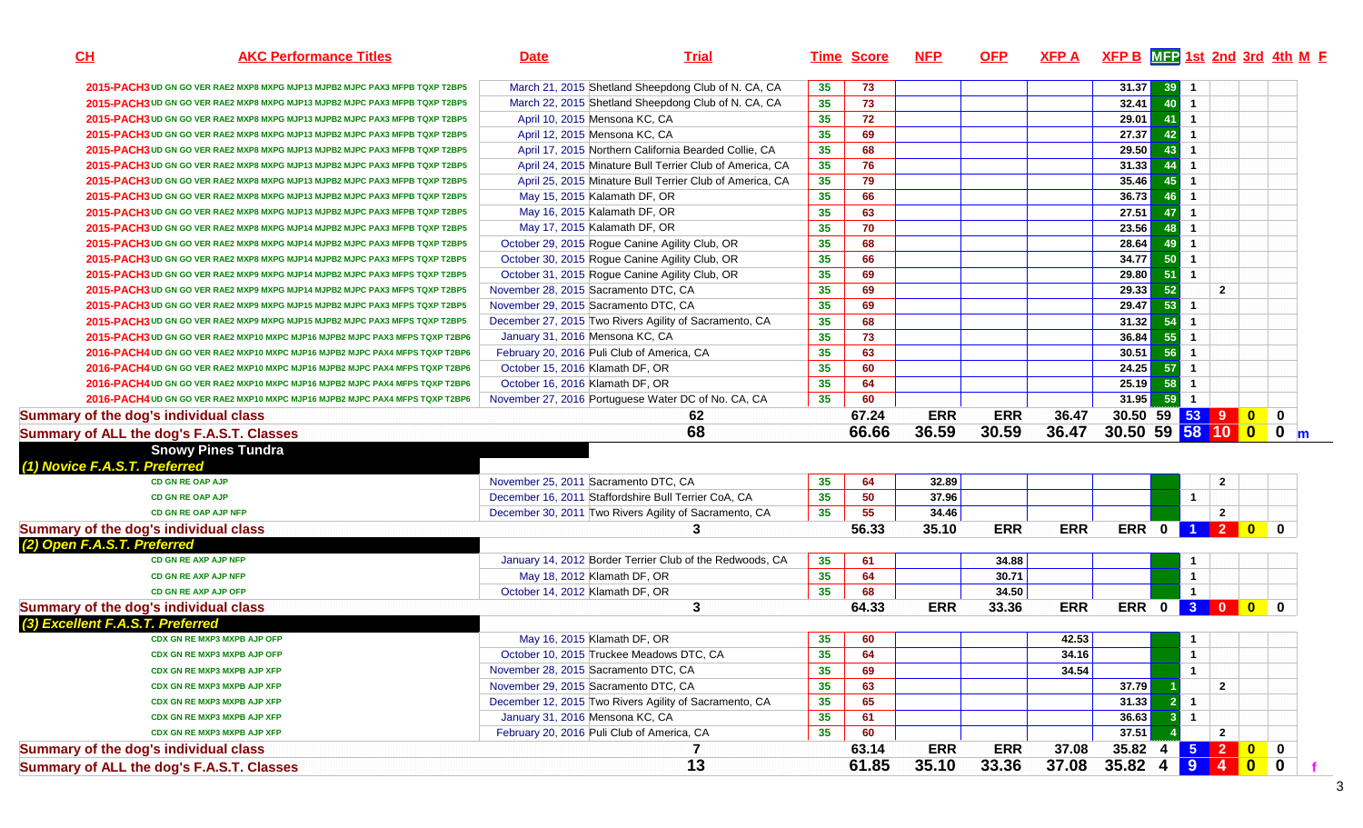| CH | AKC Performance Titles | Date | Trial | Time | Score | NFP | OFP | XFP A | XFP B | MFP | 1st | 2nd | 3rd | 4th | M | F |
|---|---|---|---|---|---|---|---|---|---|---|---|---|---|---|---|---|
| 2015-PACH3 | UD GN GO VER RAE2 MXP8 MXPG MJP13 MJPB2 MJPC PAX3 MFPB TQXP T2BP5 | March 21, 2015 | Shetland Sheepdog Club of N. CA, CA | 35 | 73 | | | | 31.37 | 39 | 1 | | | | | |
| 2015-PACH3 | UD GN GO VER RAE2 MXP8 MXPG MJP13 MJPB2 MJPC PAX3 MFPB TQXP T2BP5 | March 22, 2015 | Shetland Sheepdog Club of N. CA, CA | 35 | 73 | | | | 32.41 | 40 | 1 | | | | | |
| 2015-PACH3 | UD GN GO VER RAE2 MXP8 MXPG MJP13 MJPB2 MJPC PAX3 MFPB TQXP T2BP5 | April 10, 2015 | Mensona KC, CA | 35 | 72 | | | | 29.01 | 41 | 1 | | | | | |
| 2015-PACH3 | UD GN GO VER RAE2 MXP8 MXPG MJP13 MJPB2 MJPC PAX3 MFPB TQXP T2BP5 | April 12, 2015 | Mensona KC, CA | 35 | 69 | | | | 27.37 | 42 | 1 | | | | | |
| 2015-PACH3 | UD GN GO VER RAE2 MXP8 MXPG MJP13 MJPB2 MJPC PAX3 MFPB TQXP T2BP5 | April 17, 2015 | Northern California Bearded Collie, CA | 35 | 68 | | | | 29.50 | 43 | 1 | | | | | |
| 2015-PACH3 | UD GN GO VER RAE2 MXP8 MXPG MJP13 MJPB2 MJPC PAX3 MFPB TQXP T2BP5 | April 24, 2015 | Minature Bull Terrier Club of America, CA | 35 | 76 | | | | 31.33 | 44 | 1 | | | | | |
| 2015-PACH3 | UD GN GO VER RAE2 MXP8 MXPG MJP13 MJPB2 MJPC PAX3 MFPB TQXP T2BP5 | April 25, 2015 | Minature Bull Terrier Club of America, CA | 35 | 79 | | | | 35.46 | 45 | 1 | | | | | |
| 2015-PACH3 | UD GN GO VER RAE2 MXP8 MXPG MJP13 MJPB2 MJPC PAX3 MFPB TQXP T2BP5 | May 15, 2015 | Kalamath DF, OR | 35 | 66 | | | | 36.73 | 46 | 1 | | | | | |
| 2015-PACH3 | UD GN GO VER RAE2 MXP8 MXPG MJP13 MJPB2 MJPC PAX3 MFPB TQXP T2BP5 | May 16, 2015 | Kalamath DF, OR | 35 | 63 | | | | 27.51 | 47 | 1 | | | | | |
| 2015-PACH3 | UD GN GO VER RAE2 MXP8 MXPG MJP14 MJPB2 MJPC PAX3 MFPB TQXP T2BP5 | May 17, 2015 | Kalamath DF, OR | 35 | 70 | | | | 23.56 | 48 | 1 | | | | | |
| 2015-PACH3 | UD GN GO VER RAE2 MXP8 MXPG MJP14 MJPB2 MJPC PAX3 MFPB TQXP T2BP5 | October 29, 2015 | Rogue Canine Agility Club, OR | 35 | 68 | | | | 28.64 | 49 | 1 | | | | | |
| 2015-PACH3 | UD GN GO VER RAE2 MXP8 MXPG MJP14 MJPB2 MJPC PAX3 MFPS TQXP T2BP5 | October 30, 2015 | Rogue Canine Agility Club, OR | 35 | 66 | | | | 34.77 | 50 | 1 | | | | | |
| 2015-PACH3 | UD GN GO VER RAE2 MXP9 MXPG MJP14 MJPB2 MJPC PAX3 MFPS TQXP T2BP5 | October 31, 2015 | Rogue Canine Agility Club, OR | 35 | 69 | | | | 29.80 | 51 | 1 | | | | | |
| 2015-PACH3 | UD GN GO VER RAE2 MXP9 MXPG MJP14 MJPB2 MJPC PAX3 MFPS TQXP T2BP5 | November 28, 2015 | Sacramento DTC, CA | 35 | 69 | | | | 29.33 | 52 | | 2 | | | | |
| 2015-PACH3 | UD GN GO VER RAE2 MXP9 MXPG MJP15 MJPB2 MJPC PAX3 MFPS TQXP T2BP5 | November 29, 2015 | Sacramento DTC, CA | 35 | 69 | | | | 29.47 | 53 | 1 | | | | | |
| 2015-PACH3 | UD GN GO VER RAE2 MXP9 MXPG MJP15 MJPB2 MJPC PAX3 MFPS TQXP T2BP5 | December 27, 2015 | Two Rivers Agility of Sacramento, CA | 35 | 68 | | | | 31.32 | 54 | 1 | | | | | |
| 2015-PACH3 | UD GN GO VER RAE2 MXP10 MXPC MJP16 MJPB2 MJPC PAX3 MFPS TQXP T2BP6 | January 31, 2016 | Mensona KC, CA | 35 | 73 | | | | 36.84 | 55 | 1 | | | | | |
| 2016-PACH4 | UD GN GO VER RAE2 MXP10 MXPC MJP16 MJPB2 MJPC PAX4 MFPS TQXP T2BP6 | February 20, 2016 | Puli Club of America, CA | 35 | 63 | | | | 30.51 | 56 | 1 | | | | | |
| 2016-PACH4 | UD GN GO VER RAE2 MXP10 MXPC MJP16 MJPB2 MJPC PAX4 MFPS TQXP T2BP6 | October 15, 2016 | Klamath DF, OR | 35 | 60 | | | | 24.25 | 57 | 1 | | | | | |
| 2016-PACH4 | UD GN GO VER RAE2 MXP10 MXPC MJP16 MJPB2 MJPC PAX4 MFPS TQXP T2BP6 | October 16, 2016 | Klamath DF, OR | 35 | 64 | | | | 25.19 | 58 | 1 | | | | | |
| 2016-PACH4 | UD GN GO VER RAE2 MXP10 MXPC MJP16 MJPB2 MJPC PAX4 MFPS TQXP T2BP6 | November 27, 2016 | Portuguese Water DC of No. CA, CA | 35 | 60 | | | | 31.95 | 59 | 1 | | | | | |
| Summary of the dog's individual class | | | 62 | | 67.24 | ERR | ERR | 36.47 | 30.50 | 59 | 53 | 9 | 0 | 0 | | |
| Summary of ALL the dog's F.A.S.T. Classes | | | 68 | | 66.66 | 36.59 | 30.59 | 36.47 | 30.50 | 59 | 58 | 10 | 0 | 0 | m | |
| **Snowy Pines Tundra** | | | | | | | | | | | | | | | | |
| *(1) Novice F.A.S.T. Preferred* | | | | | | | | | | | | | | | | |
| | CD GN RE OAP AJP | November 25, 2011 | Sacramento DTC, CA | 35 | 64 | 32.89 | | | | | | 2 | | | | |
| | CD GN RE OAP AJP | December 16, 2011 | Staffordshire Bull Terrier CoA, CA | 35 | 50 | 37.96 | | | | | 1 | | | | | |
| | CD GN RE OAP AJP NFP | December 30, 2011 | Two Rivers Agility of Sacramento, CA | 35 | 55 | 34.46 | | | | | | 2 | | | | |
| Summary of the dog's individual class | | | 3 | | 56.33 | 35.10 | ERR | ERR | ERR | 0 | 1 | 2 | 0 | 0 | | |
| *(2) Open F.A.S.T. Preferred* | | | | | | | | | | | | | | | | |
| | CD GN RE AXP AJP NFP | January 14, 2012 | Border Terrier Club of the Redwoods, CA | 35 | 61 | | 34.88 | | | | 1 | | | | | |
| | CD GN RE AXP AJP NFP | May 18, 2012 | Klamath DF, OR | 35 | 64 | | 30.71 | | | | 1 | | | | | |
| | CD GN RE AXP AJP OFP | October 14, 2012 | Klamath DF, OR | 35 | 68 | | 34.50 | | | | 1 | | | | | |
| Summary of the dog's individual class | | | 3 | | 64.33 | ERR | 33.36 | ERR | ERR | 0 | 3 | 0 | 0 | 0 | | |
| *(3) Excellent F.A.S.T. Preferred* | | | | | | | | | | | | | | | | |
| | CDX GN RE MXP3 MXPB AJP OFP | May 16, 2015 | Klamath DF, OR | 35 | 60 | | | 42.53 | | | 1 | | | | | |
| | CDX GN RE MXP3 MXPB AJP OFP | October 10, 2015 | Truckee Meadows DTC, CA | 35 | 64 | | | 34.16 | | | 1 | | | | | |
| | CDX GN RE MXP3 MXPB AJP XFP | November 28, 2015 | Sacramento DTC, CA | 35 | 69 | | | 34.54 | | | 1 | | | | | |
| | CDX GN RE MXP3 MXPB AJP XFP | November 29, 2015 | Sacramento DTC, CA | 35 | 63 | | | | 37.79 | 1 | | 2 | | | | |
| | CDX GN RE MXP3 MXPB AJP XFP | December 12, 2015 | Two Rivers Agility of Sacramento, CA | 35 | 65 | | | | 31.33 | 2 | 1 | | | | | |
| | CDX GN RE MXP3 MXPB AJP XFP | January 31, 2016 | Mensona KC, CA | 35 | 61 | | | | 36.63 | 3 | 1 | | | | | |
| | CDX GN RE MXP3 MXPB AJP XFP | February 22, 2016 | Puli Club of America, CA | 35 | 60 | | | | 37.51 | 4 | | 2 | | | | |
| Summary of the dog's individual class | | | 7 | | 63.14 | ERR | ERR | 37.08 | 35.82 | 4 | 5 | 2 | 0 | 0 | | |
| Summary of ALL the dog's F.A.S.T. Classes | | | 13 | | 61.85 | 35.10 | 33.36 | 37.08 | 35.82 | 4 | 9 | 4 | 0 | 0 | | f |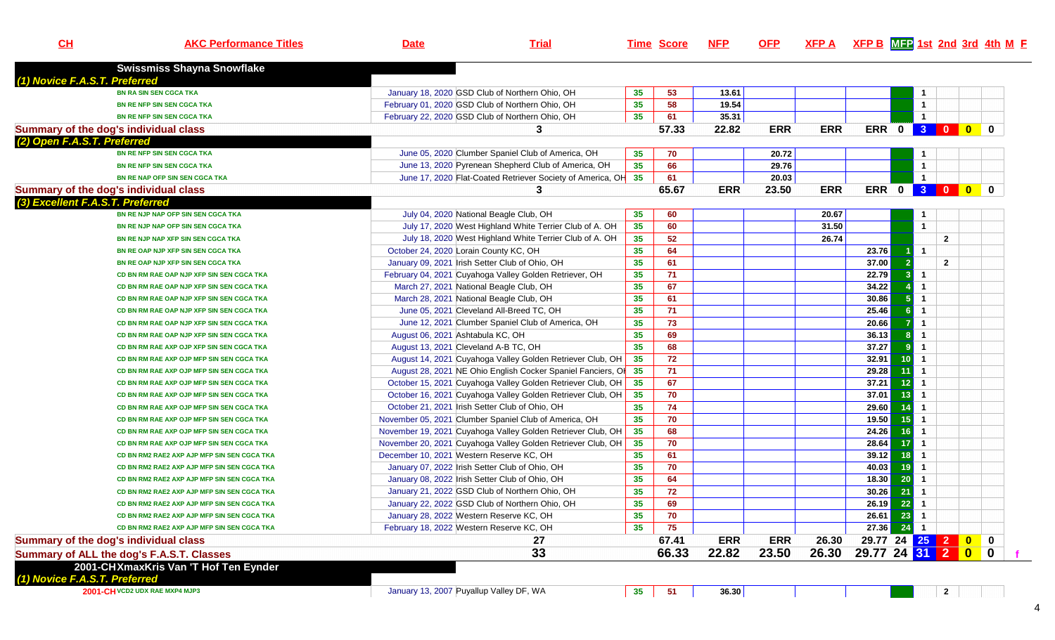| CH | AKC Performance Titles | Date | Trial | Time | Score | NFP | OFP | XFP A | XFP B | MFP | 1st | 2nd | 3rd | 4th | M | F |
|---|---|---|---|---|---|---|---|---|---|---|---|---|---|---|---|---|
| | **Swissmiss Shayna Snowflake** | | | | | | | | | | | | | | | |
| ***(1) Novice F.A.S.T. Preferred*** | | | | | | | | | | | | | | | | |
| | BN RA SIN SEN CGCA TKA | January 18, 2020 | GSD Club of Northern Ohio, OH | 35 | 53 | 13.61 | | | | | 1 | | | | | |
| | BN RE NFP SIN SEN CGCA TKA | February 01, 2020 | GSD Club of Northern Ohio, OH | 35 | 58 | 19.54 | | | | | 1 | | | | | |
| | BN RE NFP SIN SEN CGCA TKA | February 22, 2020 | GSD Club of Northern Ohio, OH | 35 | 61 | 35.31 | | | | | 1 | | | | | |
| **Summary of the dog's individual class** | | | **3** | | **57.33** | **22.82** | **ERR** | **ERR** | **ERR** | **0** | **3** | **0** | **0** | **0** | | |
| ***(2) Open F.A.S.T. Preferred*** | | | | | | | | | | | | | | | | |
| | BN RE NFP SIN SEN CGCA TKA | June 05, 2020 | Clumber Spaniel Club of America, OH | 35 | 70 | | 20.72 | | | | 1 | | | | | |
| | BN RE NFP SIN SEN CGCA TKA | June 13, 2020 | Pyrenean Shepherd Club of America, OH | 35 | 66 | | 29.76 | | | | 1 | | | | | |
| | BN RE NAP OFP SIN SEN CGCA TKA | June 17, 2020 | Flat-Coated Retriever Society of America, OH | 35 | 61 | | 20.03 | | | | 1 | | | | | |
| **Summary of the dog's individual class** | | | **3** | | **65.67** | **ERR** | **23.50** | **ERR** | **ERR** | **0** | **3** | **0** | **0** | **0** | | |
| ***(3) Excellent F.A.S.T. Preferred*** | | | | | | | | | | | | | | | | |
| | BN RE NJP NAP OFP SIN SEN CGCA TKA | July 04, 2020 | National Beagle Club, OH | 35 | 60 | | | 20.67 | | | 1 | | | | | |
| | BN RE NJP NAP OFP SIN SEN CGCA TKA | July 17, 2020 | West Highland White Terrier Club of A. OH | 35 | 60 | | | 31.50 | | | 1 | | | | | |
| | BN RE NJP NAP XFP SIN SEN CGCA TKA | July 18, 2020 | West Highland White Terrier Club of A. OH | 35 | 52 | | | 26.74 | | | | 2 | | | | |
| | BN RE OAP NJP XFP SIN SEN CGCA TKA | October 24, 2020 | Lorain County KC, OH | 35 | 64 | | | | 23.76 | 1 | 1 | | | | | |
| | BN RE OAP NJP XFP SIN SEN CGCA TKA | January 09, 2021 | Irish Setter Club of Ohio, OH | 35 | 61 | | | | 37.00 | 2 | | 2 | | | | |
| | CD BN RM RAE OAP NJP XFP SIN SEN CGCA TKA | February 04, 2021 | Cuyahoga Valley Golden Retriever, OH | 35 | 71 | | | | 22.79 | 3 | 1 | | | | | |
| | CD BN RM RAE OAP NJP XFP SIN SEN CGCA TKA | March 27, 2021 | National Beagle Club, OH | 35 | 67 | | | | 34.22 | 4 | 1 | | | | | |
| | CD BN RM RAE OAP NJP XFP SIN SEN CGCA TKA | March 28, 2021 | National Beagle Club, OH | 35 | 61 | | | | 30.86 | 5 | 1 | | | | | |
| | CD BN RM RAE OAP NJP XFP SIN SEN CGCA TKA | June 05, 2021 | Cleveland All-Breed TC, OH | 35 | 71 | | | | 25.46 | 6 | 1 | | | | | |
| | CD BN RM RAE OAP NJP XFP SIN SEN CGCA TKA | June 12, 2021 | Clumber Spaniel Club of America, OH | 35 | 73 | | | | 20.66 | 7 | 1 | | | | | |
| | CD BN RM RAE OAP NJP XFP SIN SEN CGCA TKA | August 06, 2021 | Ashtabula KC, OH | 35 | 69 | | | | 36.13 | 8 | 1 | | | | | |
| | CD BN RM RAE AXP OJP XFP SIN SEN CGCA TKA | August 13, 2021 | Cleveland A-B TC, OH | 35 | 68 | | | | 37.27 | 9 | 1 | | | | | |
| | CD BN RM RAE AXP OJP MFP SIN SEN CGCA TKA | August 14, 2021 | Cuyahoga Valley Golden Retriever Club, OH | 35 | 72 | | | | 32.91 | 10 | 1 | | | | | |
| | CD BN RM RAE AXP OJP MFP SIN SEN CGCA TKA | August 28, 2021 | NE Ohio English Cocker Spaniel Fanciers, OH | 35 | 71 | | | | 29.28 | 11 | 1 | | | | | |
| | CD BN RM RAE AXP OJP MFP SIN SEN CGCA TKA | October 15, 2021 | Cuyahoga Valley Golden Retriever Club, OH | 35 | 67 | | | | 37.21 | 12 | 1 | | | | | |
| | CD BN RM RAE AXP OJP MFP SIN SEN CGCA TKA | October 16, 2021 | Cuyahoga Valley Golden Retriever Club, OH | 35 | 70 | | | | 37.01 | 13 | 1 | | | | | |
| | CD BN RM RAE AXP OJP MFP SIN SEN CGCA TKA | October 21, 2021 | Irish Setter Club of Ohio, OH | 35 | 74 | | | | 29.60 | 14 | 1 | | | | | |
| | CD BN RM RAE AXP OJP MFP SIN SEN CGCA TKA | November 05, 2021 | Clumber Spaniel Club of America, OH | 35 | 70 | | | | 19.50 | 15 | 1 | | | | | |
| | CD BN RM RAE AXP OJP MFP SIN SEN CGCA TKA | November 19, 2021 | Cuyahoga Valley Golden Retriever Club, OH | 35 | 68 | | | | 24.26 | 16 | 1 | | | | | |
| | CD BN RM RAE AXP OJP MFP SIN SEN CGCA TKA | November 20, 2021 | Cuyahoga Valley Golden Retriever Club, OH | 35 | 70 | | | | 28.64 | 17 | 1 | | | | | |
| | CD BN RM2 RAE2 AXP AJP MFP SIN SEN CGCA TKA | December 10, 2021 | Western Reserve KC, OH | 35 | 61 | | | | 39.12 | 18 | 1 | | | | | |
| | CD BN RM2 RAE2 AXP AJP MFP SIN SEN CGCA TKA | January 07, 2022 | Irish Setter Club of Ohio, OH | 35 | 70 | | | | 40.03 | 19 | 1 | | | | | |
| | CD BN RM2 RAE2 AXP AJP MFP SIN SEN CGCA TKA | January 08, 2022 | Irish Setter Club of Ohio, OH | 35 | 64 | | | | 18.30 | 20 | 1 | | | | | |
| | CD BN RM2 RAE2 AXP AJP MFP SIN SEN CGCA TKA | January 21, 2022 | GSD Club of Northern Ohio, OH | 35 | 72 | | | | 30.26 | 21 | 1 | | | | | |
| | CD BN RM2 RAE2 AXP AJP MFP SIN SEN CGCA TKA | January 22, 2022 | GSD Club of Northern Ohio, OH | 35 | 69 | | | | 26.19 | 22 | 1 | | | | | |
| | CD BN RM2 RAE2 AXP AJP MFP SIN SEN CGCA TKA | January 28, 2022 | Western Reserve KC, OH | 35 | 70 | | | | 26.61 | 23 | 1 | | | | | |
| | CD BN RM2 RAE2 AXP AJP MFP SIN SEN CGCA TKA | February 18, 2022 | Western Reserve KC, OH | 35 | 75 | | | | 27.36 | 24 | 1 | | | | | |
| **Summary of the dog's individual class** | | | **27** | | **67.41** | **ERR** | **ERR** | **26.30** | **29.77** | **24** | **25** | **2** | **0** | **0** | | |
| **Summary of ALL the dog's F.A.S.T. Classes** | | | **33** | | **66.33** | **22.82** | **23.50** | **26.30** | **29.77** | **24** | **31** | **2** | **0** | **0** | | f |
| | **2001-CH XmaxKris Van 'T Hof Ten Eynder** | | | | | | | | | | | | | | | |
| ***(1) Novice F.A.S.T. Preferred*** | | | | | | | | | | | | | | | | |
| 2001-CH | VCD2 UDX RAE MXP4 MJP3 | January 13, 2007 | Puyallup Valley DF, WA | 35 | 51 | 36.30 | | | | | | 2 | | | | |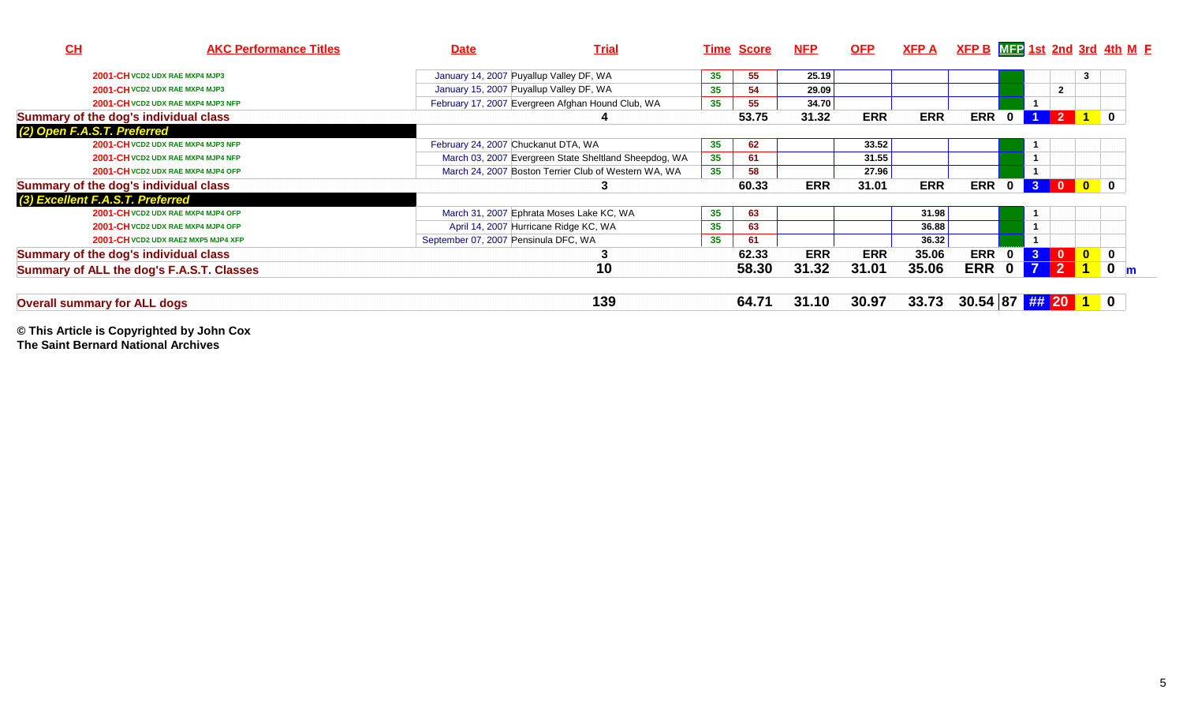| CH | AKC Performance Titles | Date | Trial | Time | Score | NFP | OFP | XFP A | XFP B | MFP | 1st | 2nd | 3rd | 4th | M | F |
|---|---|---|---|---|---|---|---|---|---|---|---|---|---|---|---|---|
| 2001-CH | VCD2 UDX RAE MXP4 MJP3 | January 14, 2007 | Puyallup Valley DF, WA | 35 | 55 | 25.19 | | | | | | | 3 | | | |
| 2001-CH | VCD2 UDX RAE MXP4 MJP3 | January 15, 2007 | Puyallup Valley DF, WA | 35 | 54 | 29.09 | | | | | | 2 | | | | |
| 2001-CH | VCD2 UDX RAE MXP4 MJP3 NFP | February 17, 2007 | Evergreen Afghan Hound Club, WA | 35 | 55 | 34.70 | | | | | 1 | | | | | |
| **Summary of the dog's individual class** | | | 4 | | 53.75 | 31.32 | ERR | ERR | ERR | 0 | 1 | 2 | 1 | 0 | | |
| ***(2) Open F.A.S.T. Preferred*** | | | | | | | | | | | | | | | | |
| 2001-CH | VCD2 UDX RAE MXP4 MJP3 NFP | February 24, 2007 | Chuckanut DTA, WA | 35 | 62 | | 33.52 | | | | 1 | | | | | |
| 2001-CH | VCD2 UDX RAE MXP4 MJP4 NFP | March 03, 2007 | Evergreen State Sheltland Sheepdog, WA | 35 | 61 | | 31.55 | | | | 1 | | | | | |
| 2001-CH | VCD2 UDX RAE MXP4 MJP4 OFP | March 24, 2007 | Boston Terrier Club of Western WA, WA | 35 | 58 | | 27.96 | | | | 1 | | | | | |
| **Summary of the dog's individual class** | | | 3 | | 60.33 | ERR | 31.01 | ERR | ERR | 0 | 3 | 0 | 0 | 0 | | |
| ***(3) Excellent F.A.S.T. Preferred*** | | | | | | | | | | | | | | | | |
| 2001-CH | VCD2 UDX RAE MXP4 MJP4 OFP | March 31, 2007 | Ephrata Moses Lake KC, WA | 35 | 63 | | | 31.98 | | | 1 | | | | | |
| 2001-CH | VCD2 UDX RAE MXP4 MJP4 OFP | April 14, 2007 | Hurricane Ridge KC, WA | 35 | 63 | | | 36.88 | | | 1 | | | | | |
| 2001-CH | VCD2 UDX RAE2 MXP5 MJP4 XFP | September 07, 2007 | Pensinula DFC, WA | 35 | 61 | | | 36.32 | | | 1 | | | | | |
| **Summary of the dog's individual class** | | | 3 | | 62.33 | ERR | ERR | 35.06 | ERR | 0 | 3 | 0 | 0 | 0 | | |
| **Summary of ALL the dog's F.A.S.T. Classes** | | | 10 | | 58.30 | 31.32 | 31.01 | 35.06 | ERR | 0 | 7 | 2 | 1 | 0 | m | |
| **Overall summary for ALL dogs** | | | 139 | | 64.71 | 31.10 | 30.97 | 33.73 | 30.54 | 87 | ## | 20 | 1 | 0 | | |

**© This Article is Copyrighted by John Cox**
**The Saint Bernard National Archives**